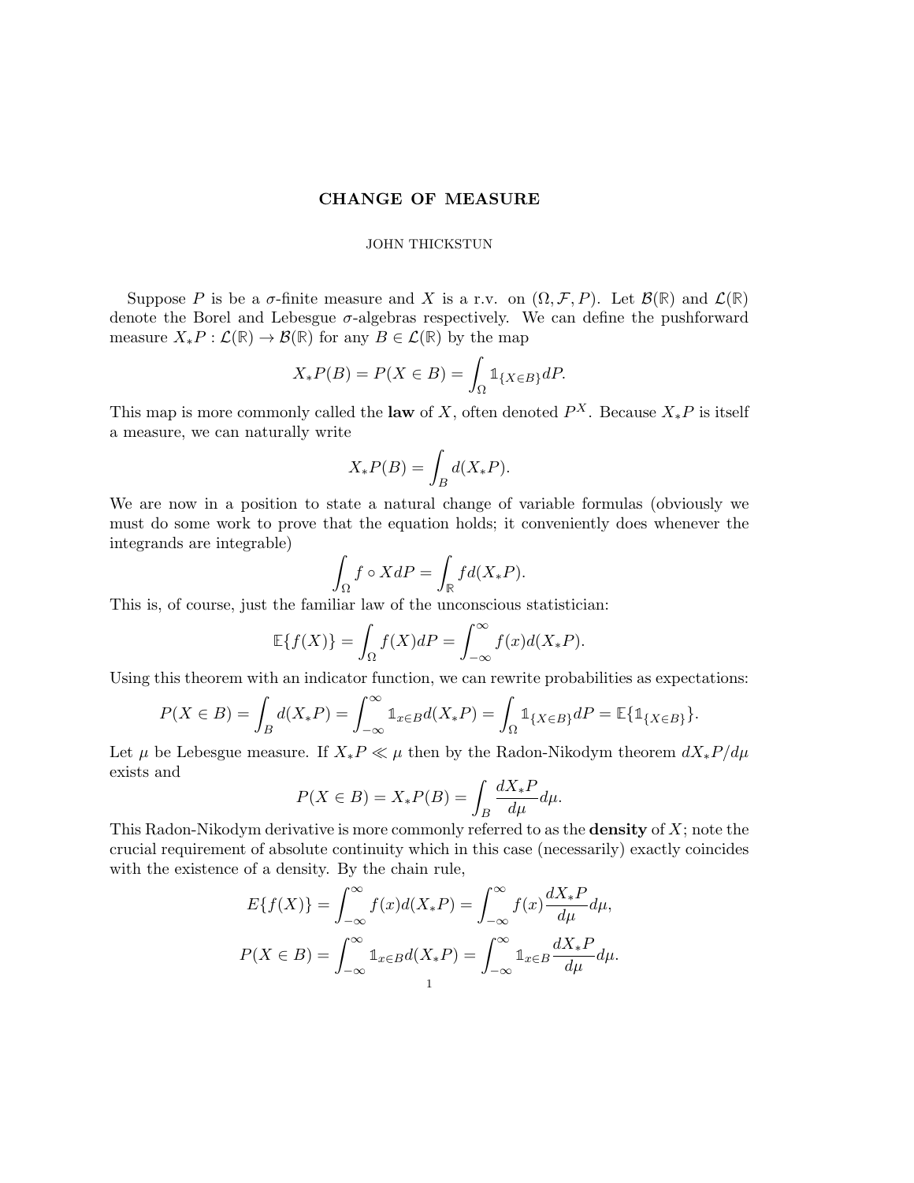# CHANGE OF MEASURE

JOHN THICKSTUN

Suppose $P$ is be a $\sigma$-finite measure and $X$ is a r.v. on $(\Omega, \mathcal{F}, P)$. Let $\mathcal{B}(\mathbb{R})$ and $\mathcal{L}(\mathbb{R})$ denote the Borel and Lebesgue $\sigma$-algebras respectively. We can define the pushforward measure $X_*P : \mathcal{L}(\mathbb{R}) \to \mathcal{B}(\mathbb{R})$ for any $B \in \mathcal{L}(\mathbb{R})$ by the map

$$X_*P(B) = P(X \in B) = \int_\Omega \mathbb{1}_{\{X \in B\}} dP.$$

This map is more commonly called the **law** of $X$, often denoted $P^X$. Because $X_*P$ is itself a measure, we can naturally write

$$X_*P(B) = \int_B d(X_*P).$$

We are now in a position to state a natural change of variable formulas (obviously we must do some work to prove that the equation holds; it conveniently does whenever the integrands are integrable)

$$\int_\Omega f \circ X dP = \int_\mathbb{R} f d(X_*P).$$

This is, of course, just the familiar law of the unconscious statistician:

$$\mathbb{E}\{f(X)\} = \int_\Omega f(X) dP = \int_{-\infty}^{\infty} f(x) d(X_*P).$$

Using this theorem with an indicator function, we can rewrite probabilities as expectations:

$$P(X \in B) = \int_B d(X_*P) = \int_{-\infty}^{\infty} \mathbb{1}_{x \in B} d(X_*P) = \int_\Omega \mathbb{1}_{\{X \in B\}} dP = \mathbb{E}\{\mathbb{1}_{\{X \in B\}}\}.$$

Let $\mu$ be Lebesgue measure. If $X_*P \ll \mu$ then by the Radon-Nikodym theorem $dX_*P/d\mu$ exists and

$$P(X \in B) = X_*P(B) = \int_B \frac{dX_*P}{d\mu} d\mu.$$

This Radon-Nikodym derivative is more commonly referred to as the **density** of $X$; note the crucial requirement of absolute continuity which in this case (necessarily) exactly coincides with the existence of a density. By the chain rule,

$$E\{f(X)\} = \int_{-\infty}^{\infty} f(x) d(X_*P) = \int_{-\infty}^{\infty} f(x) \frac{dX_*P}{d\mu} d\mu,$$

$$P(X \in B) = \int_{-\infty}^{\infty} \mathbb{1}_{x \in B} d(X_*P) = \int_{-\infty}^{\infty} \mathbb{1}_{x \in B} \frac{dX_*P}{d\mu} d\mu.$$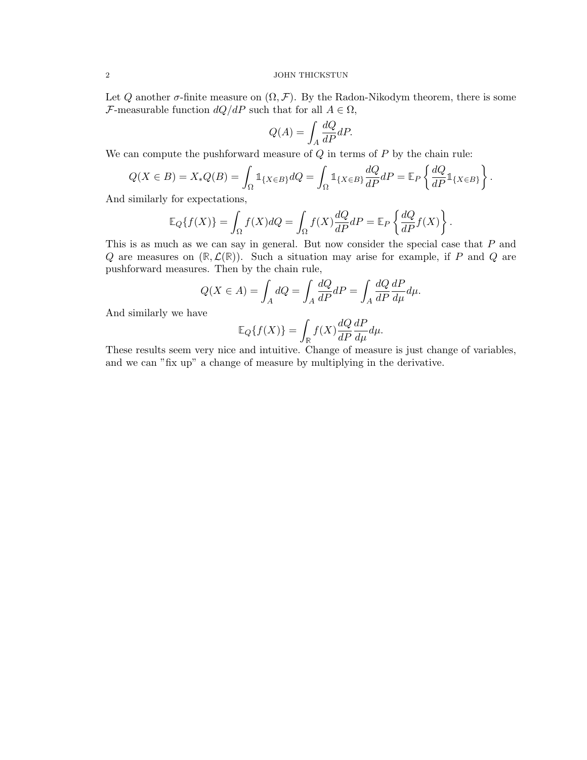Let $Q$ another $\sigma$-finite measure on $(\Omega, \mathcal{F})$. By the Radon-Nikodym theorem, there is some $\mathcal{F}$-measurable function $dQ/dP$ such that for all $A \in \Omega$,

$$Q(A) = \int_A \frac{dQ}{dP} dP.$$

We can compute the pushforward measure of $Q$ in terms of $P$ by the chain rule:

$$Q(X \in B) = X_* Q(B) = \int_\Omega \mathbb{1}_{\{X \in B\}} dQ = \int_\Omega \mathbb{1}_{\{X \in B\}} \frac{dQ}{dP} dP = \mathbb{E}_P \left\{ \frac{dQ}{dP} \mathbb{1}_{\{X \in B\}} \right\}.$$

And similarly for expectations,

$$\mathbb{E}_Q\{f(X)\} = \int_\Omega f(X) dQ = \int_\Omega f(X) \frac{dQ}{dP} dP = \mathbb{E}_P \left\{ \frac{dQ}{dP} f(X) \right\}.$$

This is as much as we can say in general. But now consider the special case that $P$ and $Q$ are measures on $(\mathbb{R}, \mathcal{L}(\mathbb{R}))$. Such a situation may arise for example, if $P$ and $Q$ are pushforward measures. Then by the chain rule,

$$Q(X \in A) = \int_A dQ = \int_A \frac{dQ}{dP} dP = \int_A \frac{dQ}{dP} \frac{dP}{d\mu} d\mu.$$

And similarly we have

$$\mathbb{E}_Q\{f(X)\} = \int_\mathbb{R} f(X) \frac{dQ}{dP} \frac{dP}{d\mu} d\mu.$$

These results seem very nice and intuitive. Change of measure is just change of variables, and we can "fix up" a change of measure by multiplying in the derivative.